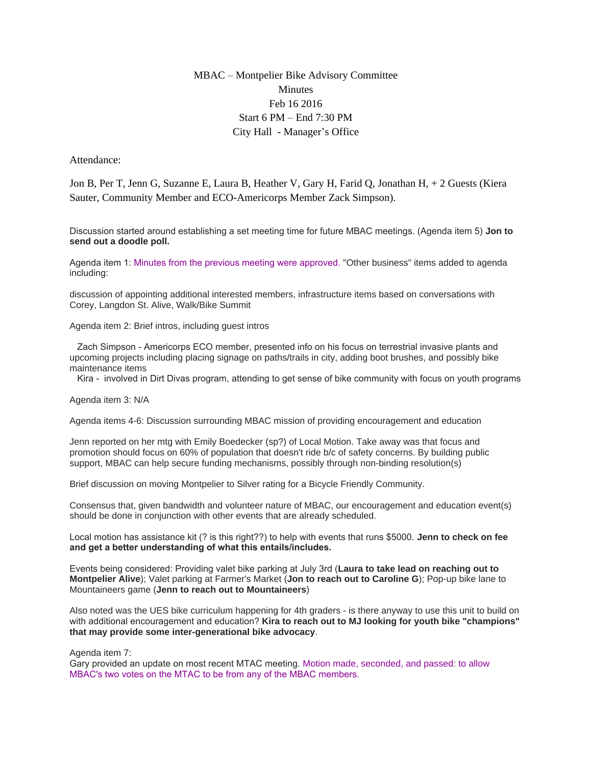MBAC – Montpelier Bike Advisory Committee
Minutes
Feb 16 2016
Start 6 PM – End 7:30 PM
City Hall - Manager's Office

Attendance:

Jon B, Per T, Jenn G, Suzanne E, Laura B, Heather V, Gary H, Farid Q, Jonathan H, + 2 Guests (Kiera Sauter, Community Member and ECO-Americorps Member Zack Simpson).

Discussion started around establishing a set meeting time for future MBAC meetings. (Agenda item 5) **Jon to send out a doodle poll.**

Agenda item 1: Minutes from the previous meeting were approved. "Other business" items added to agenda including:

discussion of appointing additional interested members, infrastructure items based on conversations with Corey, Langdon St. Alive, Walk/Bike Summit

Agenda item 2: Brief intros, including guest intros

Zach Simpson - Americorps ECO member, presented info on his focus on terrestrial invasive plants and upcoming projects including placing signage on paths/trails in city, adding boot brushes, and possibly bike maintenance items

Kira - involved in Dirt Divas program, attending to get sense of bike community with focus on youth programs

Agenda item 3: N/A

Agenda items 4-6: Discussion surrounding MBAC mission of providing encouragement and education

Jenn reported on her mtg with Emily Boedecker (sp?) of Local Motion. Take away was that focus and promotion should focus on 60% of population that doesn't ride b/c of safety concerns. By building public support, MBAC can help secure funding mechanisms, possibly through non-binding resolution(s)

Brief discussion on moving Montpelier to Silver rating for a Bicycle Friendly Community.

Consensus that, given bandwidth and volunteer nature of MBAC, our encouragement and education event(s) should be done in conjunction with other events that are already scheduled.

Local motion has assistance kit (? is this right??) to help with events that runs $5000. **Jenn to check on fee and get a better understanding of what this entails/includes.**

Events being considered: Providing valet bike parking at July 3rd (**Laura to take lead on reaching out to Montpelier Alive**); Valet parking at Farmer's Market (**Jon to reach out to Caroline G**); Pop-up bike lane to Mountaineers game (**Jenn to reach out to Mountaineers**)

Also noted was the UES bike curriculum happening for 4th graders - is there anyway to use this unit to build on with additional encouragement and education? **Kira to reach out to MJ looking for youth bike "champions" that may provide some inter-generational bike advocacy**.

Agenda item 7:
Gary provided an update on most recent MTAC meeting. Motion made, seconded, and passed: to allow MBAC's two votes on the MTAC to be from any of the MBAC members.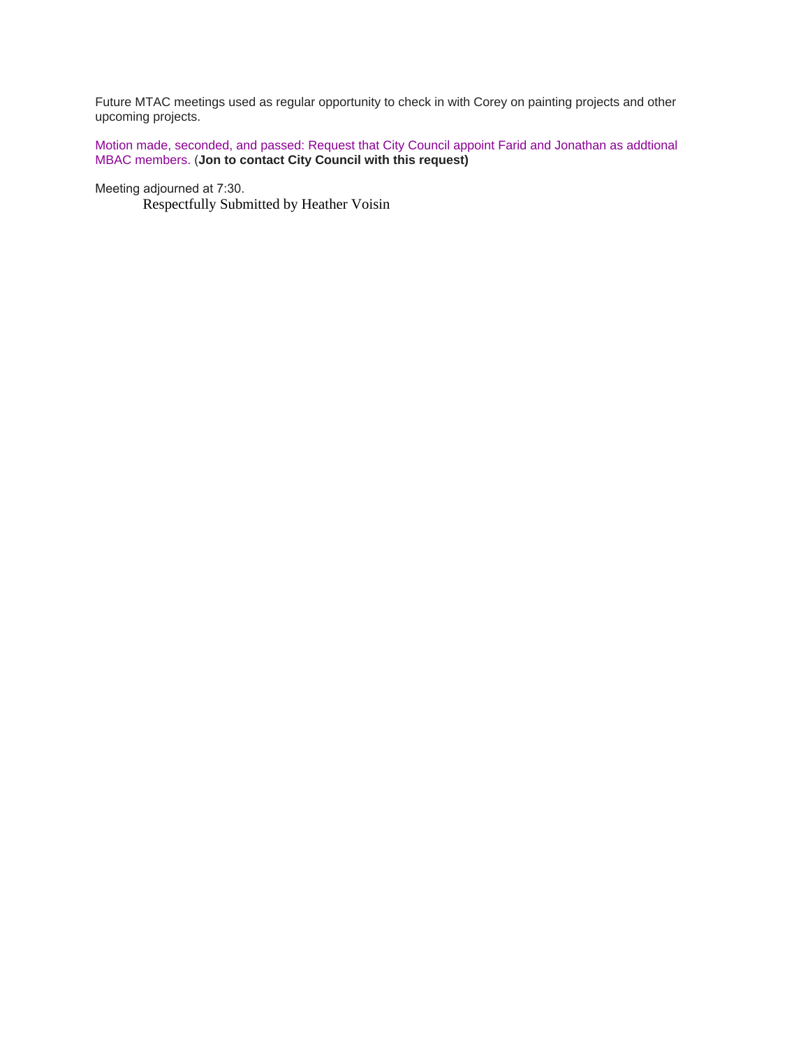Future MTAC meetings used as regular opportunity to check in with Corey on painting projects and other upcoming projects.

Motion made, seconded, and passed: Request that City Council appoint Farid and Jonathan as addtional MBAC members. (**Jon to contact City Council with this request)**

Meeting adjourned at 7:30.

Respectfully Submitted by Heather Voisin